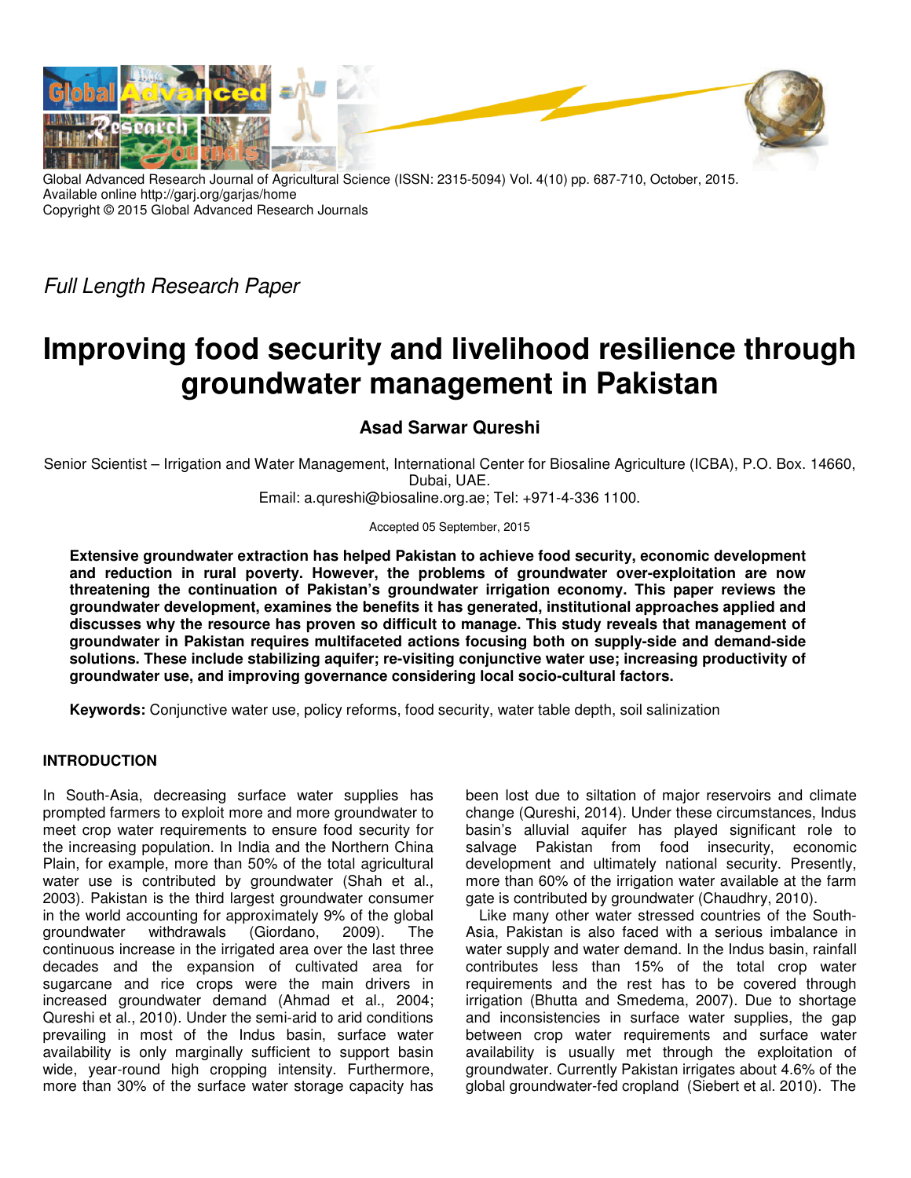Global Advanced Research Journal of Agricultural Science (ISSN: 2315-5094) Vol. 4(10) pp. 687-710, October, 2015.
Available online http://garj.org/garjas/home
Copyright © 2015 Global Advanced Research Journals

*Full Length Research Paper*

# Improving food security and livelihood resilience through groundwater management in Pakistan

**Asad Sarwar Qureshi**

Senior Scientist – Irrigation and Water Management, International Center for Biosaline Agriculture (ICBA), P.O. Box. 14660, Dubai, UAE.
Email: a.qureshi@biosaline.org.ae; Tel: +971-4-336 1100.

Accepted 05 September, 2015

**Extensive groundwater extraction has helped Pakistan to achieve food security, economic development and reduction in rural poverty. However, the problems of groundwater over-exploitation are now threatening the continuation of Pakistan's groundwater irrigation economy. This paper reviews the groundwater development, examines the benefits it has generated, institutional approaches applied and discusses why the resource has proven so difficult to manage. This study reveals that management of groundwater in Pakistan requires multifaceted actions focusing both on supply-side and demand-side solutions. These include stabilizing aquifer; re-visiting conjunctive water use; increasing productivity of groundwater use, and improving governance considering local socio-cultural factors.**

**Keywords:** Conjunctive water use, policy reforms, food security, water table depth, soil salinization

## INTRODUCTION

In South-Asia, decreasing surface water supplies has prompted farmers to exploit more and more groundwater to meet crop water requirements to ensure food security for the increasing population. In India and the Northern China Plain, for example, more than 50% of the total agricultural water use is contributed by groundwater (Shah et al., 2003). Pakistan is the third largest groundwater consumer in the world accounting for approximately 9% of the global groundwater withdrawals (Giordano, 2009). The continuous increase in the irrigated area over the last three decades and the expansion of cultivated area for sugarcane and rice crops were the main drivers in increased groundwater demand (Ahmad et al., 2004; Qureshi et al., 2010). Under the semi-arid to arid conditions prevailing in most of the Indus basin, surface water availability is only marginally sufficient to support basin wide, year-round high cropping intensity. Furthermore, more than 30% of the surface water storage capacity has been lost due to siltation of major reservoirs and climate change (Qureshi, 2014). Under these circumstances, Indus basin's alluvial aquifer has played significant role to salvage Pakistan from food insecurity, economic development and ultimately national security. Presently, more than 60% of the irrigation water available at the farm gate is contributed by groundwater (Chaudhry, 2010).

Like many other water stressed countries of the South-Asia, Pakistan is also faced with a serious imbalance in water supply and water demand. In the Indus basin, rainfall contributes less than 15% of the total crop water requirements and the rest has to be covered through irrigation (Bhutta and Smedema, 2007). Due to shortage and inconsistencies in surface water supplies, the gap between crop water requirements and surface water availability is usually met through the exploitation of groundwater. Currently Pakistan irrigates about 4.6% of the global groundwater-fed cropland (Siebert et al. 2010). The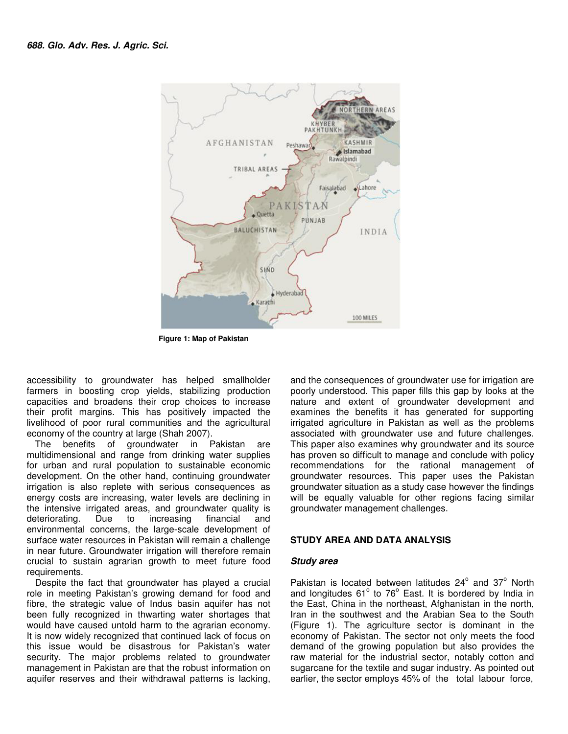Figure 1: Map of Pakistan

accessibility to groundwater has helped smallholder farmers in boosting crop yields, stabilizing production capacities and broadens their crop choices to increase their profit margins. This has positively impacted the livelihood of poor rural communities and the agricultural economy of the country at large (Shah 2007).

The benefits of groundwater in Pakistan are multidimensional and range from drinking water supplies for urban and rural population to sustainable economic development. On the other hand, continuing groundwater irrigation is also replete with serious consequences as energy costs are increasing, water levels are declining in the intensive irrigated areas, and groundwater quality is deteriorating. Due to increasing financial and environmental concerns, the large-scale development of surface water resources in Pakistan will remain a challenge in near future. Groundwater irrigation will therefore remain crucial to sustain agrarian growth to meet future food requirements.

Despite the fact that groundwater has played a crucial role in meeting Pakistan's growing demand for food and fibre, the strategic value of Indus basin aquifer has not been fully recognized in thwarting water shortages that would have caused untold harm to the agrarian economy. It is now widely recognized that continued lack of focus on this issue would be disastrous for Pakistan's water security. The major problems related to groundwater management in Pakistan are that the robust information on aquifer reserves and their withdrawal patterns is lacking, and the consequences of groundwater use for irrigation are poorly understood. This paper fills this gap by looks at the nature and extent of groundwater development and examines the benefits it has generated for supporting irrigated agriculture in Pakistan as well as the problems associated with groundwater use and future challenges. This paper also examines why groundwater and its source has proven so difficult to manage and conclude with policy recommendations for the rational management of groundwater resources. This paper uses the Pakistan groundwater situation as a study case however the findings will be equally valuable for other regions facing similar groundwater management challenges.

## STUDY AREA AND DATA ANALYSIS

### *Study area*

Pakistan is located between latitudes 24° and 37° North and longitudes 61° to 76° East. It is bordered by India in the East, China in the northeast, Afghanistan in the north, Iran in the southwest and the Arabian Sea to the South (Figure 1). The agriculture sector is dominant in the economy of Pakistan. The sector not only meets the food demand of the growing population but also provides the raw material for the industrial sector, notably cotton and sugarcane for the textile and sugar industry. As pointed out earlier, the sector employs 45% of the total labour force,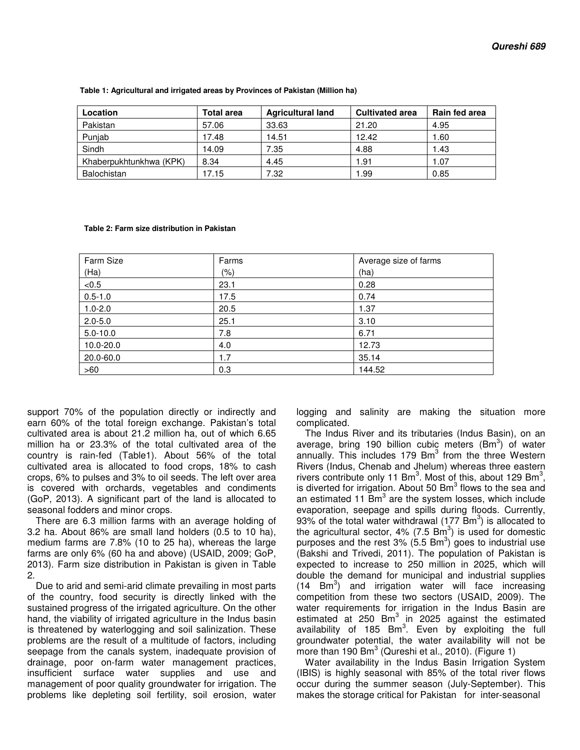**Table 1: Agricultural and irrigated areas by Provinces of Pakistan (Million ha)**

| Location | Total area | Agricultural land | Cultivated area | Rain fed area |
|---|---|---|---|---|
| Pakistan | 57.06 | 33.63 | 21.20 | 4.95 |
| Punjab | 17.48 | 14.51 | 12.42 | 1.60 |
| Sindh | 14.09 | 7.35 | 4.88 | 1.43 |
| Khaberpukhtunkhwa (KPK) | 8.34 | 4.45 | 1.91 | 1.07 |
| Balochistan | 17.15 | 7.32 | 1.99 | 0.85 |

**Table 2: Farm size distribution in Pakistan**

| Farm Size (Ha) | Farms (%) | Average size of farms (ha) |
|---|---|---|
| <0.5 | 23.1 | 0.28 |
| 0.5-1.0 | 17.5 | 0.74 |
| 1.0-2.0 | 20.5 | 1.37 |
| 2.0-5.0 | 25.1 | 3.10 |
| 5.0-10.0 | 7.8 | 6.71 |
| 10.0-20.0 | 4.0 | 12.73 |
| 20.0-60.0 | 1.7 | 35.14 |
| >60 | 0.3 | 144.52 |

support 70% of the population directly or indirectly and earn 60% of the total foreign exchange. Pakistan's total cultivated area is about 21.2 million ha, out of which 6.65 million ha or 23.3% of the total cultivated area of the country is rain-fed (Table1). About 56% of the total cultivated area is allocated to food crops, 18% to cash crops, 6% to pulses and 3% to oil seeds. The left over area is covered with orchards, vegetables and condiments (GoP, 2013). A significant part of the land is allocated to seasonal fodders and minor crops.

There are 6.3 million farms with an average holding of 3.2 ha. About 86% are small land holders (0.5 to 10 ha), medium farms are 7.8% (10 to 25 ha), whereas the large farms are only 6% (60 ha and above) (USAID, 2009; GoP, 2013). Farm size distribution in Pakistan is given in Table 2.

Due to arid and semi-arid climate prevailing in most parts of the country, food security is directly linked with the sustained progress of the irrigated agriculture. On the other hand, the viability of irrigated agriculture in the Indus basin is threatened by waterlogging and soil salinization. These problems are the result of a multitude of factors, including seepage from the canals system, inadequate provision of drainage, poor on-farm water management practices, insufficient surface water supplies and use and management of poor quality groundwater for irrigation. The problems like depleting soil fertility, soil erosion, water logging and salinity are making the situation more complicated.

The Indus River and its tributaries (Indus Basin), on an average, bring 190 billion cubic meters ($Bm^3$) of water annually. This includes 179 $Bm^3$ from the three Western Rivers (Indus, Chenab and Jhelum) whereas three eastern rivers contribute only 11 $Bm^3$. Most of this, about 129 $Bm^3$, is diverted for irrigation. About 50 $Bm^3$ flows to the sea and an estimated 11 $Bm^3$ are the system losses, which include evaporation, seepage and spills during floods. Currently, 93% of the total water withdrawal (177 $Bm^3$) is allocated to the agricultural sector, 4% (7.5 $Bm^3$) is used for domestic purposes and the rest 3% (5.5 $Bm^3$) goes to industrial use (Bakshi and Trivedi, 2011). The population of Pakistan is expected to increase to 250 million in 2025, which will double the demand for municipal and industrial supplies (14 $Bm^3$) and irrigation water will face increasing competition from these two sectors (USAID, 2009). The water requirements for irrigation in the Indus Basin are estimated at 250 $Bm^3$ in 2025 against the estimated availability of 185 $Bm^3$. Even by exploiting the full groundwater potential, the water availability will not be more than 190 $Bm^3$ (Qureshi et al., 2010). (Figure 1)

Water availability in the Indus Basin Irrigation System (IBIS) is highly seasonal with 85% of the total river flows occur during the summer season (July-September). This makes the storage critical for Pakistan for inter-seasonal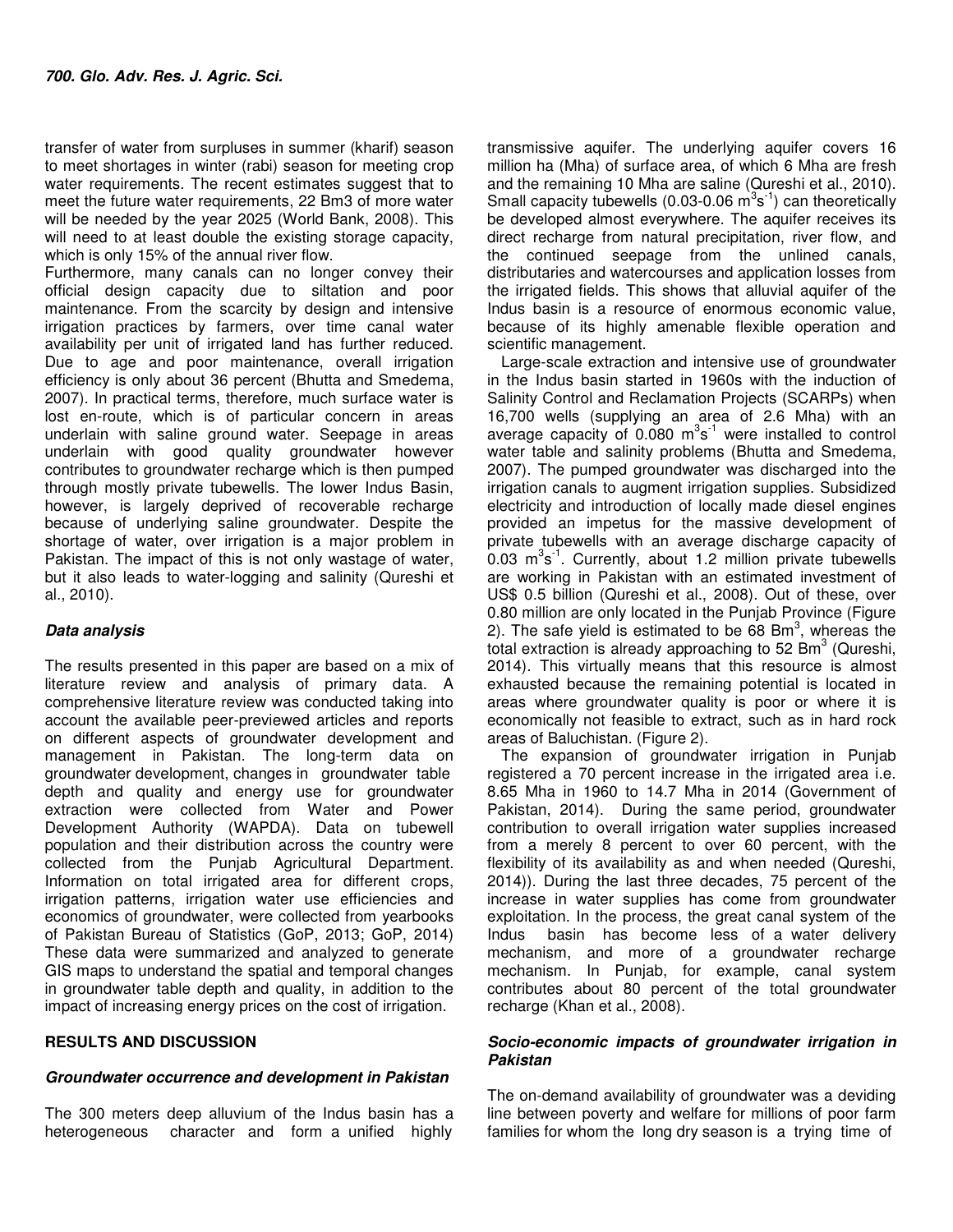transfer of water from surpluses in summer (kharif) season to meet shortages in winter (rabi) season for meeting crop water requirements. The recent estimates suggest that to meet the future water requirements, 22 Bm3 of more water will be needed by the year 2025 (World Bank, 2008). This will need to at least double the existing storage capacity, which is only 15% of the annual river flow.

Furthermore, many canals can no longer convey their official design capacity due to siltation and poor maintenance. From the scarcity by design and intensive irrigation practices by farmers, over time canal water availability per unit of irrigated land has further reduced. Due to age and poor maintenance, overall irrigation efficiency is only about 36 percent (Bhutta and Smedema, 2007). In practical terms, therefore, much surface water is lost en-route, which is of particular concern in areas underlain with saline ground water. Seepage in areas underlain with good quality groundwater however contributes to groundwater recharge which is then pumped through mostly private tubewells. The lower Indus Basin, however, is largely deprived of recoverable recharge because of underlying saline groundwater. Despite the shortage of water, over irrigation is a major problem in Pakistan. The impact of this is not only wastage of water, but it also leads to water-logging and salinity (Qureshi et al., 2010).

### *Data analysis*

The results presented in this paper are based on a mix of literature review and analysis of primary data. A comprehensive literature review was conducted taking into account the available peer-previewed articles and reports on different aspects of groundwater development and management in Pakistan. The long-term data on groundwater development, changes in groundwater table depth and quality and energy use for groundwater extraction were collected from Water and Power Development Authority (WAPDA). Data on tubewell population and their distribution across the country were collected from the Punjab Agricultural Department. Information on total irrigated area for different crops, irrigation patterns, irrigation water use efficiencies and economics of groundwater, were collected from yearbooks of Pakistan Bureau of Statistics (GoP, 2013; GoP, 2014) These data were summarized and analyzed to generate GIS maps to understand the spatial and temporal changes in groundwater table depth and quality, in addition to the impact of increasing energy prices on the cost of irrigation.

## RESULTS AND DISCUSSION

### *Groundwater occurrence and development in Pakistan*

The 300 meters deep alluvium of the Indus basin has a heterogeneous character and form a unified highly transmissive aquifer. The underlying aquifer covers 16 million ha (Mha) of surface area, of which 6 Mha are fresh and the remaining 10 Mha are saline (Qureshi et al., 2010). Small capacity tubewells (0.03-0.06 $m^3s^{-1}$) can theoretically be developed almost everywhere. The aquifer receives its direct recharge from natural precipitation, river flow, and the continued seepage from the unlined canals, distributaries and watercourses and application losses from the irrigated fields. This shows that alluvial aquifer of the Indus basin is a resource of enormous economic value, because of its highly amenable flexible operation and scientific management.

Large-scale extraction and intensive use of groundwater in the Indus basin started in 1960s with the induction of Salinity Control and Reclamation Projects (SCARPs) when 16,700 wells (supplying an area of 2.6 Mha) with an average capacity of 0.080 $m^3s^{-1}$ were installed to control water table and salinity problems (Bhutta and Smedema, 2007). The pumped groundwater was discharged into the irrigation canals to augment irrigation supplies. Subsidized electricity and introduction of locally made diesel engines provided an impetus for the massive development of private tubewells with an average discharge capacity of 0.03 $m^3s^{-1}$. Currently, about 1.2 million private tubewells are working in Pakistan with an estimated investment of US$ 0.5 billion (Qureshi et al., 2008). Out of these, over 0.80 million are only located in the Punjab Province (Figure 2). The safe yield is estimated to be 68 $Bm^3$, whereas the total extraction is already approaching to 52 $Bm^3$ (Qureshi, 2014). This virtually means that this resource is almost exhausted because the remaining potential is located in areas where groundwater quality is poor or where it is economically not feasible to extract, such as in hard rock areas of Baluchistan. (Figure 2).

The expansion of groundwater irrigation in Punjab registered a 70 percent increase in the irrigated area i.e. 8.65 Mha in 1960 to 14.7 Mha in 2014 (Government of Pakistan, 2014). During the same period, groundwater contribution to overall irrigation water supplies increased from a merely 8 percent to over 60 percent, with the flexibility of its availability as and when needed (Qureshi, 2014)). During the last three decades, 75 percent of the increase in water supplies has come from groundwater exploitation. In the process, the great canal system of the Indus basin has become less of a water delivery mechanism, and more of a groundwater recharge mechanism. In Punjab, for example, canal system contributes about 80 percent of the total groundwater recharge (Khan et al., 2008).

### *Socio-economic impacts of groundwater irrigation in Pakistan*

The on-demand availability of groundwater was a deviding line between poverty and welfare for millions of poor farm families for whom the long dry season is a trying time of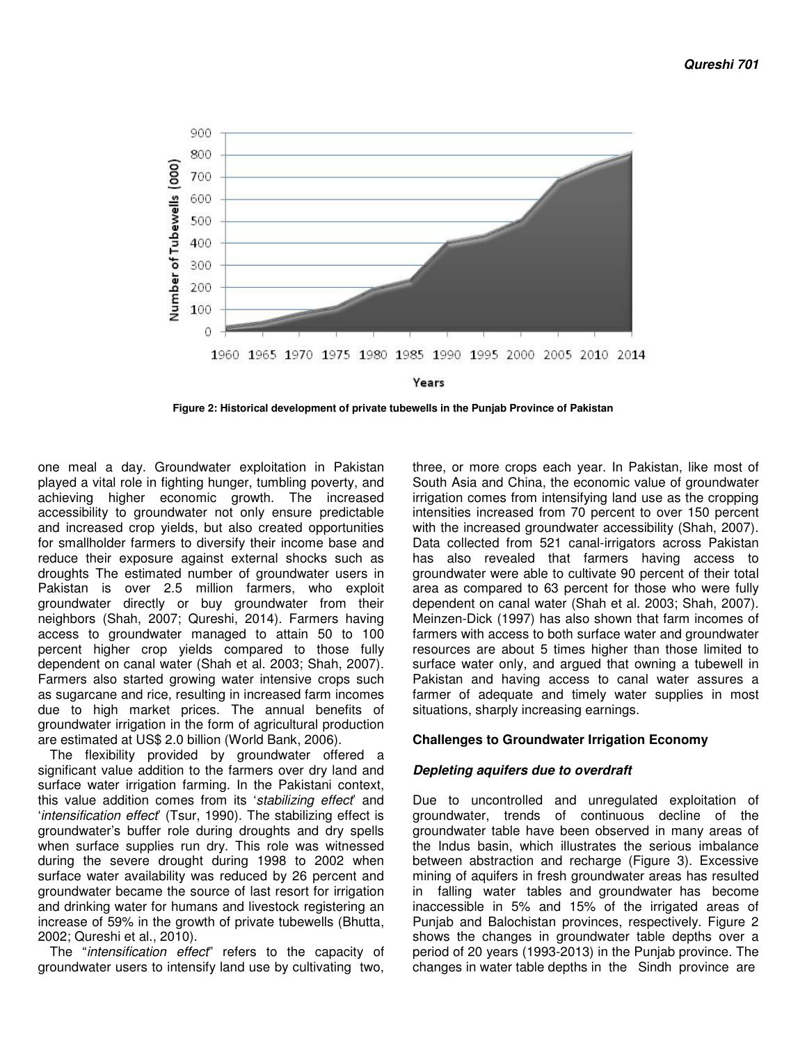Figure 2: Historical development of private tubewells in the Punjab Province of Pakistan

one meal a day. Groundwater exploitation in Pakistan played a vital role in fighting hunger, tumbling poverty, and achieving higher economic growth. The increased accessibility to groundwater not only ensure predictable and increased crop yields, but also created opportunities for smallholder farmers to diversify their income base and reduce their exposure against external shocks such as droughts The estimated number of groundwater users in Pakistan is over 2.5 million farmers, who exploit groundwater directly or buy groundwater from their neighbors (Shah, 2007; Qureshi, 2014). Farmers having access to groundwater managed to attain 50 to 100 percent higher crop yields compared to those fully dependent on canal water (Shah et al. 2003; Shah, 2007). Farmers also started growing water intensive crops such as sugarcane and rice, resulting in increased farm incomes due to high market prices. The annual benefits of groundwater irrigation in the form of agricultural production are estimated at US$ 2.0 billion (World Bank, 2006).

The flexibility provided by groundwater offered a significant value addition to the farmers over dry land and surface water irrigation farming. In the Pakistani context, this value addition comes from its '*stabilizing effect*' and '*intensification effect*' (Tsur, 1990). The stabilizing effect is groundwater's buffer role during droughts and dry spells when surface supplies run dry. This role was witnessed during the severe drought during 1998 to 2002 when surface water availability was reduced by 26 percent and groundwater became the source of last resort for irrigation and drinking water for humans and livestock registering an increase of 59% in the growth of private tubewells (Bhutta, 2002; Qureshi et al., 2010).

The "*intensification effect*" refers to the capacity of groundwater users to intensify land use by cultivating two, three, or more crops each year. In Pakistan, like most of South Asia and China, the economic value of groundwater irrigation comes from intensifying land use as the cropping intensities increased from 70 percent to over 150 percent with the increased groundwater accessibility (Shah, 2007). Data collected from 521 canal-irrigators across Pakistan has also revealed that farmers having access to groundwater were able to cultivate 90 percent of their total area as compared to 63 percent for those who were fully dependent on canal water (Shah et al. 2003; Shah, 2007). Meinzen-Dick (1997) has also shown that farm incomes of farmers with access to both surface water and groundwater resources are about 5 times higher than those limited to surface water only, and argued that owning a tubewell in Pakistan and having access to canal water assures a farmer of adequate and timely water supplies in most situations, sharply increasing earnings.

## Challenges to Groundwater Irrigation Economy

### *Depleting aquifers due to overdraft*

Due to uncontrolled and unregulated exploitation of groundwater, trends of continuous decline of the groundwater table have been observed in many areas of the Indus basin, which illustrates the serious imbalance between abstraction and recharge (Figure 3). Excessive mining of aquifers in fresh groundwater areas has resulted in falling water tables and groundwater has become inaccessible in 5% and 15% of the irrigated areas of Punjab and Balochistan provinces, respectively. Figure 2 shows the changes in groundwater table depths over a period of 20 years (1993-2013) in the Punjab province. The changes in water table depths in the Sindh province are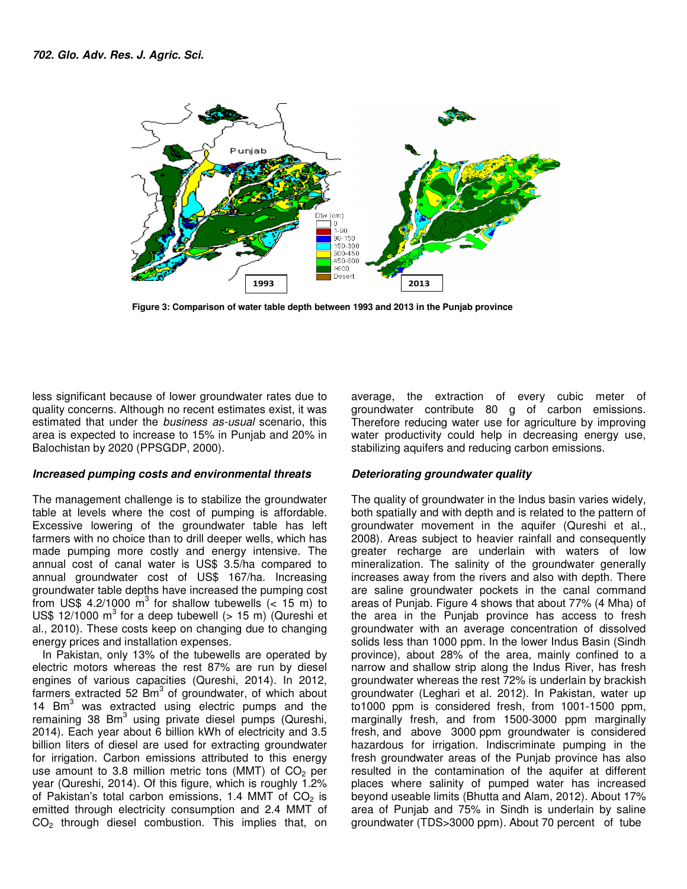Figure 3: Comparison of water table depth between 1993 and 2013 in the Punjab province

less significant because of lower groundwater rates due to quality concerns. Although no recent estimates exist, it was estimated that under the *business as-usual* scenario, this area is expected to increase to 15% in Punjab and 20% in Balochistan by 2020 (PPSGDP, 2000).

### *Increased pumping costs and environmental threats*

The management challenge is to stabilize the groundwater table at levels where the cost of pumping is affordable. Excessive lowering of the groundwater table has left farmers with no choice than to drill deeper wells, which has made pumping more costly and energy intensive. The annual cost of canal water is US$ 3.5/ha compared to annual groundwater cost of US$ 167/ha. Increasing groundwater table depths have increased the pumping cost from US$ 4.2/1000 $m^3$ for shallow tubewells (< 15 m) to US$ 12/1000 $m^3$ for a deep tubewell (> 15 m) (Qureshi et al., 2010). These costs keep on changing due to changing energy prices and installation expenses.

In Pakistan, only 13% of the tubewells are operated by electric motors whereas the rest 87% are run by diesel engines of various capacities (Qureshi, 2014). In 2012, farmers extracted 52 $Bm^3$ of groundwater, of which about 14 $Bm^3$ was extracted using electric pumps and the remaining 38 $Bm^3$ using private diesel pumps (Qureshi, 2014). Each year about 6 billion kWh of electricity and 3.5 billion liters of diesel are used for extracting groundwater for irrigation. Carbon emissions attributed to this energy use amount to 3.8 million metric tons (MMT) of $CO_2$ per year (Qureshi, 2014). Of this figure, which is roughly 1.2% of Pakistan's total carbon emissions, 1.4 MMT of $CO_2$ is emitted through electricity consumption and 2.4 MMT of $CO_2$ through diesel combustion. This implies that, on average, the extraction of every cubic meter of groundwater contribute 80 g of carbon emissions. Therefore reducing water use for agriculture by improving water productivity could help in decreasing energy use, stabilizing aquifers and reducing carbon emissions.

### *Deteriorating groundwater quality*

The quality of groundwater in the Indus basin varies widely, both spatially and with depth and is related to the pattern of groundwater movement in the aquifer (Qureshi et al., 2008). Areas subject to heavier rainfall and consequently greater recharge are underlain with waters of low mineralization. The salinity of the groundwater generally increases away from the rivers and also with depth. There are saline groundwater pockets in the canal command areas of Punjab. Figure 4 shows that about 77% (4 Mha) of the area in the Punjab province has access to fresh groundwater with an average concentration of dissolved solids less than 1000 ppm. In the lower Indus Basin (Sindh province), about 28% of the area, mainly confined to a narrow and shallow strip along the Indus River, has fresh groundwater whereas the rest 72% is underlain by brackish groundwater (Leghari et al. 2012). In Pakistan, water up to1000 ppm is considered fresh, from 1001-1500 ppm, marginally fresh, and from 1500-3000 ppm marginally fresh, and above 3000 ppm groundwater is considered hazardous for irrigation. Indiscriminate pumping in the fresh groundwater areas of the Punjab province has also resulted in the contamination of the aquifer at different places where salinity of pumped water has increased beyond useable limits (Bhutta and Alam, 2012). About 17% area of Punjab and 75% in Sindh is underlain by saline groundwater (TDS>3000 ppm). About 70 percent of tube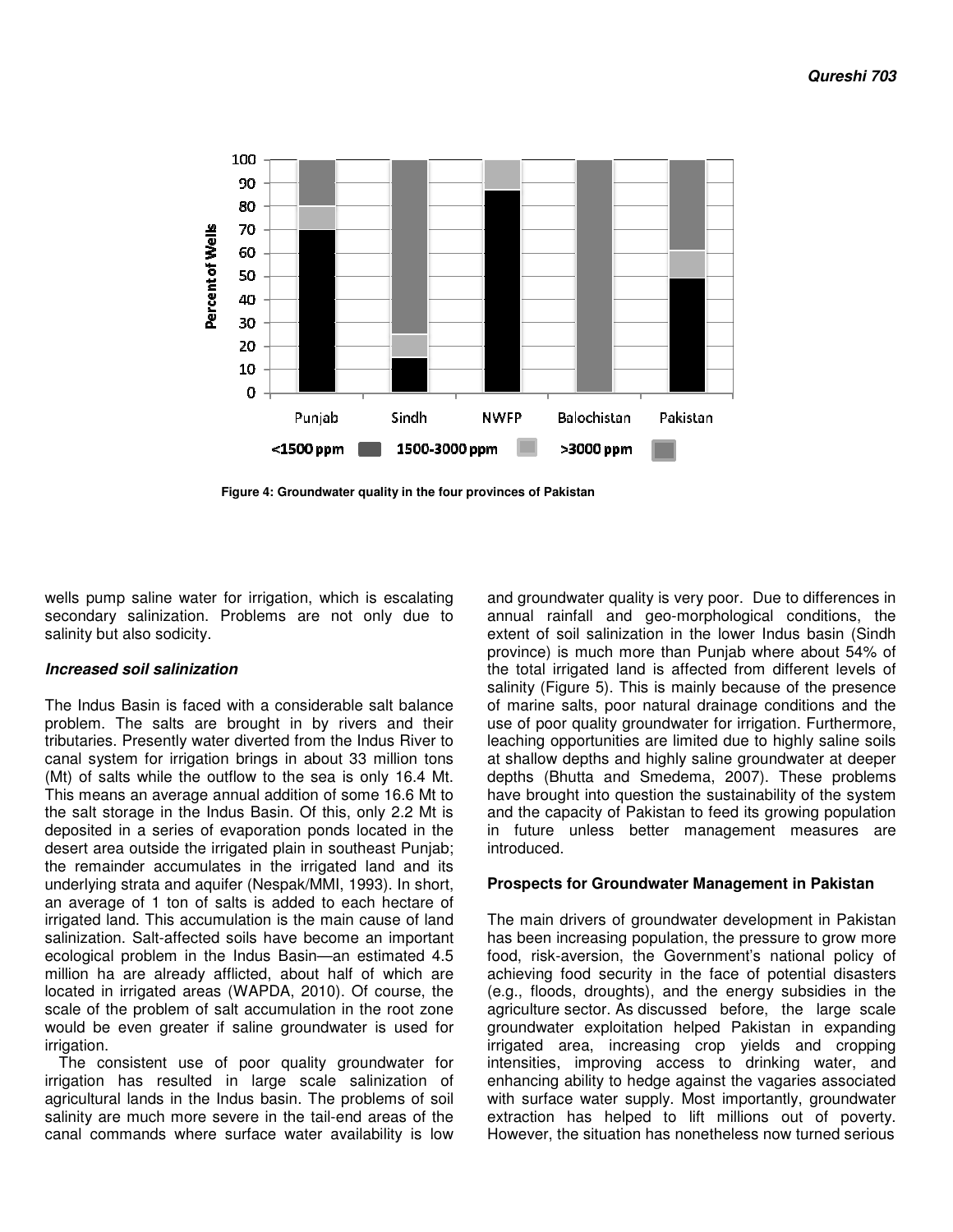Figure 4: Groundwater quality in the four provinces of Pakistan

wells pump saline water for irrigation, which is escalating secondary salinization. Problems are not only due to salinity but also sodicity.

### *Increased soil salinization*

The Indus Basin is faced with a considerable salt balance problem. The salts are brought in by rivers and their tributaries. Presently water diverted from the Indus River to canal system for irrigation brings in about 33 million tons (Mt) of salts while the outflow to the sea is only 16.4 Mt. This means an average annual addition of some 16.6 Mt to the salt storage in the Indus Basin. Of this, only 2.2 Mt is deposited in a series of evaporation ponds located in the desert area outside the irrigated plain in southeast Punjab; the remainder accumulates in the irrigated land and its underlying strata and aquifer (Nespak/MMI, 1993). In short, an average of 1 ton of salts is added to each hectare of irrigated land. This accumulation is the main cause of land salinization. Salt-affected soils have become an important ecological problem in the Indus Basin—an estimated 4.5 million ha are already afflicted, about half of which are located in irrigated areas (WAPDA, 2010). Of course, the scale of the problem of salt accumulation in the root zone would be even greater if saline groundwater is used for irrigation.

The consistent use of poor quality groundwater for irrigation has resulted in large scale salinization of agricultural lands in the Indus basin. The problems of soil salinity are much more severe in the tail-end areas of the canal commands where surface water availability is low and groundwater quality is very poor. Due to differences in annual rainfall and geo-morphological conditions, the extent of soil salinization in the lower Indus basin (Sindh province) is much more than Punjab where about 54% of the total irrigated land is affected from different levels of salinity (Figure 5). This is mainly because of the presence of marine salts, poor natural drainage conditions and the use of poor quality groundwater for irrigation. Furthermore, leaching opportunities are limited due to highly saline soils at shallow depths and highly saline groundwater at deeper depths (Bhutta and Smedema, 2007). These problems have brought into question the sustainability of the system and the capacity of Pakistan to feed its growing population in future unless better management measures are introduced.

### **Prospects for Groundwater Management in Pakistan**

The main drivers of groundwater development in Pakistan has been increasing population, the pressure to grow more food, risk-aversion, the Government's national policy of achieving food security in the face of potential disasters (e.g., floods, droughts), and the energy subsidies in the agriculture sector. As discussed before, the large scale groundwater exploitation helped Pakistan in expanding irrigated area, increasing crop yields and cropping intensities, improving access to drinking water, and enhancing ability to hedge against the vagaries associated with surface water supply. Most importantly, groundwater extraction has helped to lift millions out of poverty. However, the situation has nonetheless now turned serious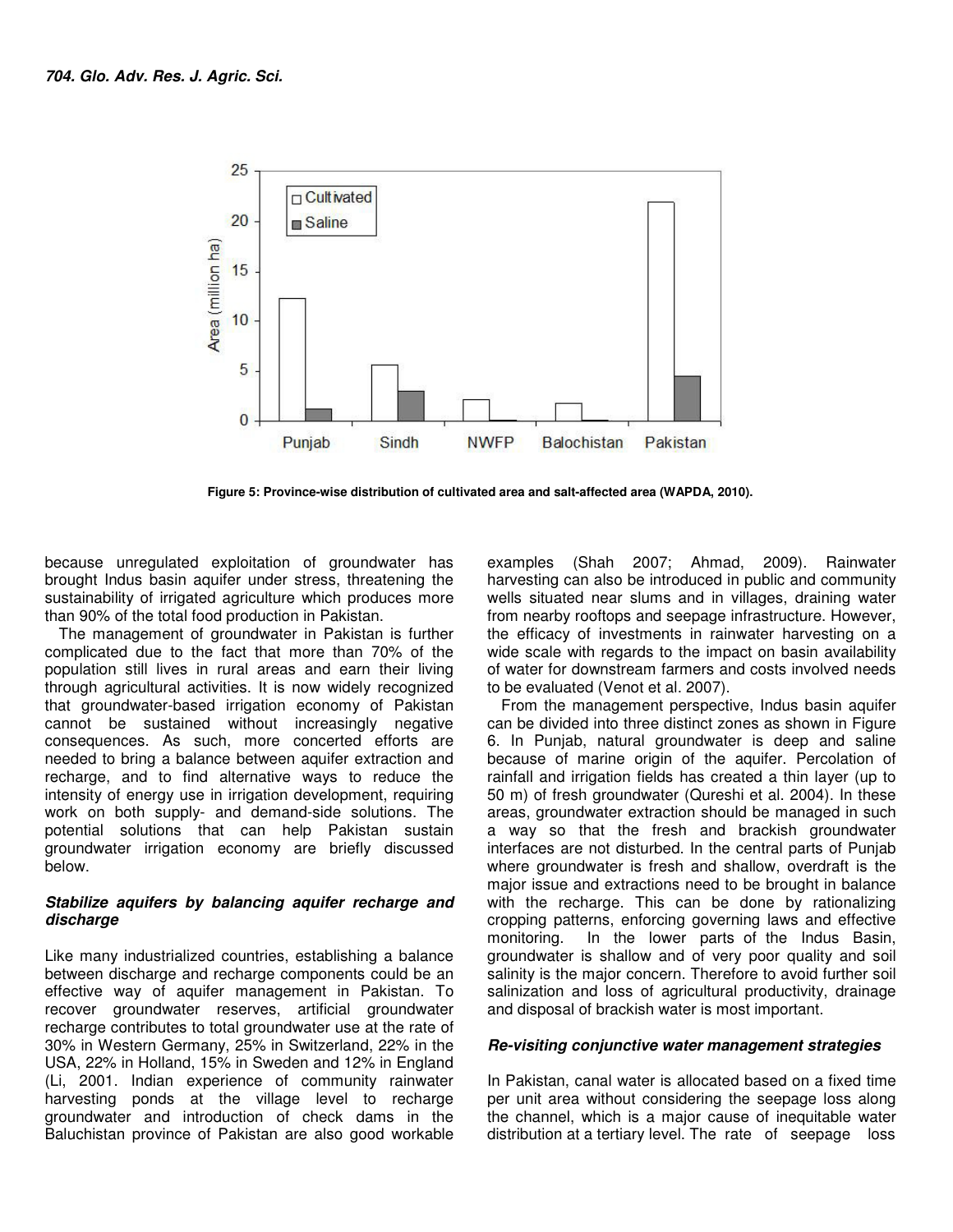Figure 5: Province-wise distribution of cultivated area and salt-affected area (WAPDA, 2010).

because unregulated exploitation of groundwater has brought Indus basin aquifer under stress, threatening the sustainability of irrigated agriculture which produces more than 90% of the total food production in Pakistan.

The management of groundwater in Pakistan is further complicated due to the fact that more than 70% of the population still lives in rural areas and earn their living through agricultural activities. It is now widely recognized that groundwater-based irrigation economy of Pakistan cannot be sustained without increasingly negative consequences. As such, more concerted efforts are needed to bring a balance between aquifer extraction and recharge, and to find alternative ways to reduce the intensity of energy use in irrigation development, requiring work on both supply- and demand-side solutions. The potential solutions that can help Pakistan sustain groundwater irrigation economy are briefly discussed below.

### *Stabilize aquifers by balancing aquifer recharge and discharge*

Like many industrialized countries, establishing a balance between discharge and recharge components could be an effective way of aquifer management in Pakistan. To recover groundwater reserves, artificial groundwater recharge contributes to total groundwater use at the rate of 30% in Western Germany, 25% in Switzerland, 22% in the USA, 22% in Holland, 15% in Sweden and 12% in England (Li, 2001. Indian experience of community rainwater harvesting ponds at the village level to recharge groundwater and introduction of check dams in the Baluchistan province of Pakistan are also good workable examples (Shah 2007; Ahmad, 2009). Rainwater harvesting can also be introduced in public and community wells situated near slums and in villages, draining water from nearby rooftops and seepage infrastructure. However, the efficacy of investments in rainwater harvesting on a wide scale with regards to the impact on basin availability of water for downstream farmers and costs involved needs to be evaluated (Venot et al. 2007).

From the management perspective, Indus basin aquifer can be divided into three distinct zones as shown in Figure 6. In Punjab, natural groundwater is deep and saline because of marine origin of the aquifer. Percolation of rainfall and irrigation fields has created a thin layer (up to 50 m) of fresh groundwater (Qureshi et al. 2004). In these areas, groundwater extraction should be managed in such a way so that the fresh and brackish groundwater interfaces are not disturbed. In the central parts of Punjab where groundwater is fresh and shallow, overdraft is the major issue and extractions need to be brought in balance with the recharge. This can be done by rationalizing cropping patterns, enforcing governing laws and effective monitoring. In the lower parts of the Indus Basin, groundwater is shallow and of very poor quality and soil salinity is the major concern. Therefore to avoid further soil salinization and loss of agricultural productivity, drainage and disposal of brackish water is most important.

### *Re-visiting conjunctive water management strategies*

In Pakistan, canal water is allocated based on a fixed time per unit area without considering the seepage loss along the channel, which is a major cause of inequitable water distribution at a tertiary level. The rate of seepage loss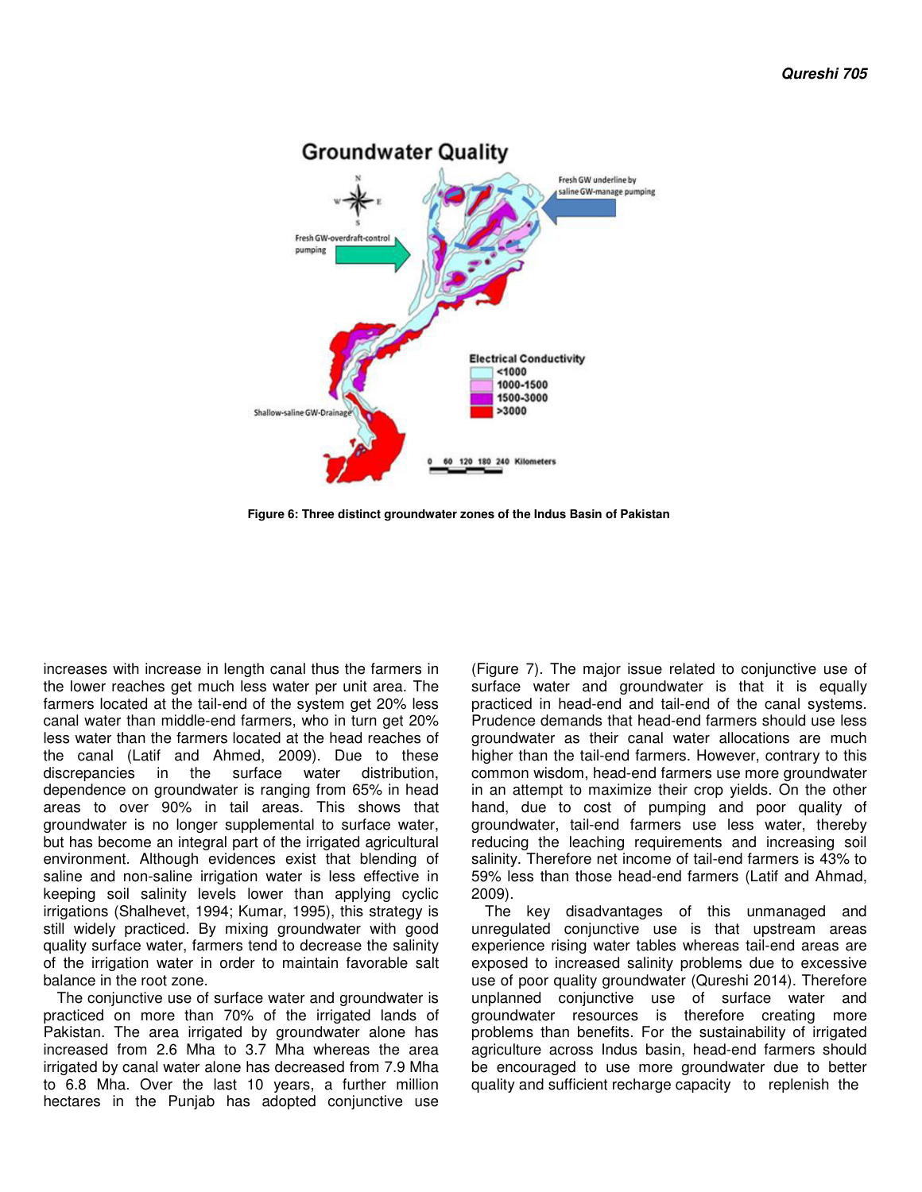Figure 6: Three distinct groundwater zones of the Indus Basin of Pakistan

increases with increase in length canal thus the farmers in the lower reaches get much less water per unit area. The farmers located at the tail-end of the system get 20% less canal water than middle-end farmers, who in turn get 20% less water than the farmers located at the head reaches of the canal (Latif and Ahmed, 2009). Due to these discrepancies in the surface water distribution, dependence on groundwater is ranging from 65% in head areas to over 90% in tail areas. This shows that groundwater is no longer supplemental to surface water, but has become an integral part of the irrigated agricultural environment. Although evidences exist that blending of saline and non-saline irrigation water is less effective in keeping soil salinity levels lower than applying cyclic irrigations (Shalhevet, 1994; Kumar, 1995), this strategy is still widely practiced. By mixing groundwater with good quality surface water, farmers tend to decrease the salinity of the irrigation water in order to maintain favorable salt balance in the root zone.

The conjunctive use of surface water and groundwater is practiced on more than 70% of the irrigated lands of Pakistan. The area irrigated by groundwater alone has increased from 2.6 Mha to 3.7 Mha whereas the area irrigated by canal water alone has decreased from 7.9 Mha to 6.8 Mha. Over the last 10 years, a further million hectares in the Punjab has adopted conjunctive use (Figure 7). The major issue related to conjunctive use of surface water and groundwater is that it is equally practiced in head-end and tail-end of the canal systems. Prudence demands that head-end farmers should use less groundwater as their canal water allocations are much higher than the tail-end farmers. However, contrary to this common wisdom, head-end farmers use more groundwater in an attempt to maximize their crop yields. On the other hand, due to cost of pumping and poor quality of groundwater, tail-end farmers use less water, thereby reducing the leaching requirements and increasing soil salinity. Therefore net income of tail-end farmers is 43% to 59% less than those head-end farmers (Latif and Ahmad, 2009).

The key disadvantages of this unmanaged and unregulated conjunctive use is that upstream areas experience rising water tables whereas tail-end areas are exposed to increased salinity problems due to excessive use of poor quality groundwater (Qureshi 2014). Therefore unplanned conjunctive use of surface water and groundwater resources is therefore creating more problems than benefits. For the sustainability of irrigated agriculture across Indus basin, head-end farmers should be encouraged to use more groundwater due to better quality and sufficient recharge capacity to replenish the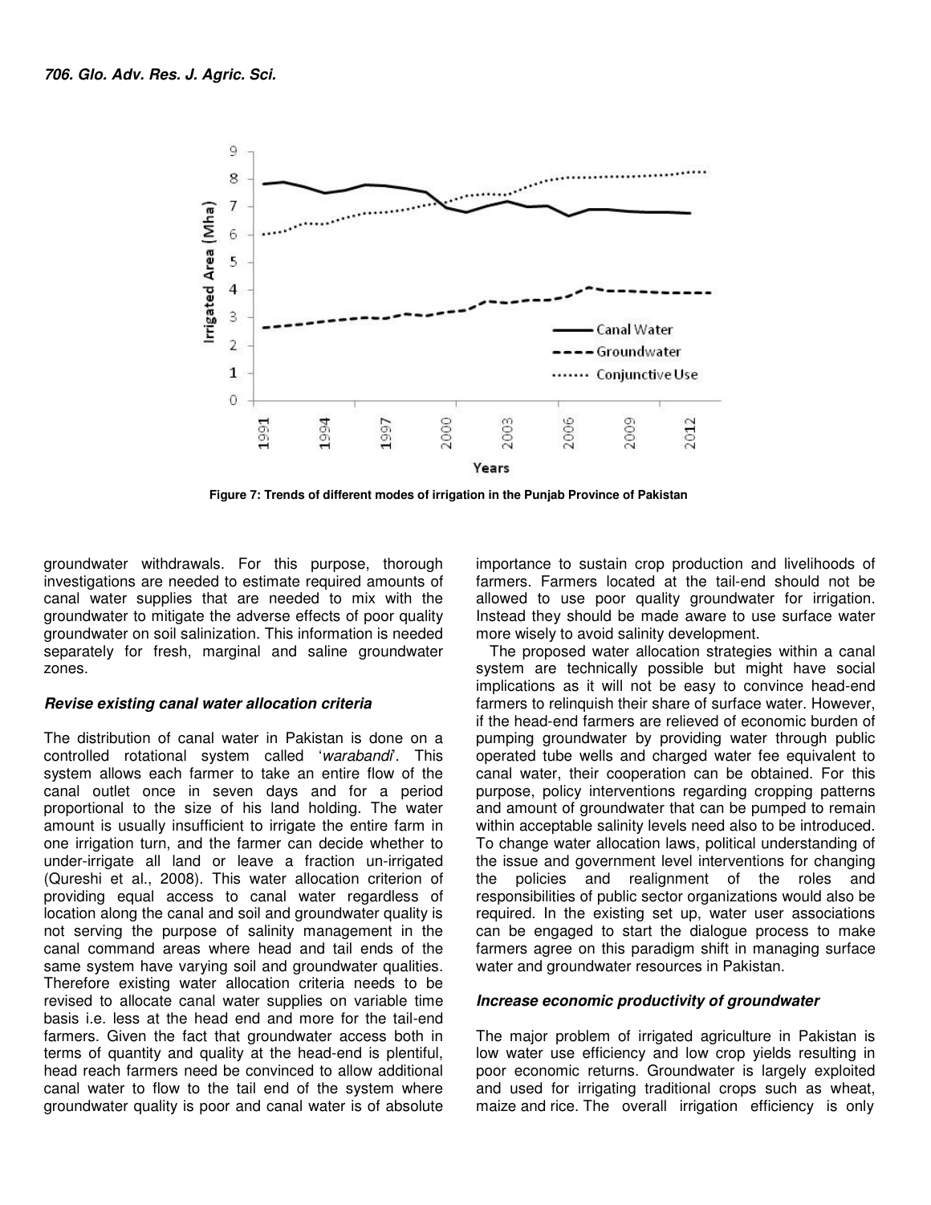Figure 7: Trends of different modes of irrigation in the Punjab Province of Pakistan

groundwater withdrawals. For this purpose, thorough investigations are needed to estimate required amounts of canal water supplies that are needed to mix with the groundwater to mitigate the adverse effects of poor quality groundwater on soil salinization. This information is needed separately for fresh, marginal and saline groundwater zones.

### *Revise existing canal water allocation criteria*

The distribution of canal water in Pakistan is done on a controlled rotational system called '*warabandi*'. This system allows each farmer to take an entire flow of the canal outlet once in seven days and for a period proportional to the size of his land holding. The water amount is usually insufficient to irrigate the entire farm in one irrigation turn, and the farmer can decide whether to under-irrigate all land or leave a fraction un-irrigated (Qureshi et al., 2008). This water allocation criterion of providing equal access to canal water regardless of location along the canal and soil and groundwater quality is not serving the purpose of salinity management in the canal command areas where head and tail ends of the same system have varying soil and groundwater qualities. Therefore existing water allocation criteria needs to be revised to allocate canal water supplies on variable time basis i.e. less at the head end and more for the tail-end farmers. Given the fact that groundwater access both in terms of quantity and quality at the head-end is plentiful, head reach farmers need be convinced to allow additional canal water to flow to the tail end of the system where groundwater quality is poor and canal water is of absolute importance to sustain crop production and livelihoods of farmers. Farmers located at the tail-end should not be allowed to use poor quality groundwater for irrigation. Instead they should be made aware to use surface water more wisely to avoid salinity development.

The proposed water allocation strategies within a canal system are technically possible but might have social implications as it will not be easy to convince head-end farmers to relinquish their share of surface water. However, if the head-end farmers are relieved of economic burden of pumping groundwater by providing water through public operated tube wells and charged water fee equivalent to canal water, their cooperation can be obtained. For this purpose, policy interventions regarding cropping patterns and amount of groundwater that can be pumped to remain within acceptable salinity levels need also to be introduced. To change water allocation laws, political understanding of the issue and government level interventions for changing the policies and realignment of the roles and responsibilities of public sector organizations would also be required. In the existing set up, water user associations can be engaged to start the dialogue process to make farmers agree on this paradigm shift in managing surface water and groundwater resources in Pakistan.

### *Increase economic productivity of groundwater*

The major problem of irrigated agriculture in Pakistan is low water use efficiency and low crop yields resulting in poor economic returns. Groundwater is largely exploited and used for irrigating traditional crops such as wheat, maize and rice. The overall irrigation efficiency is only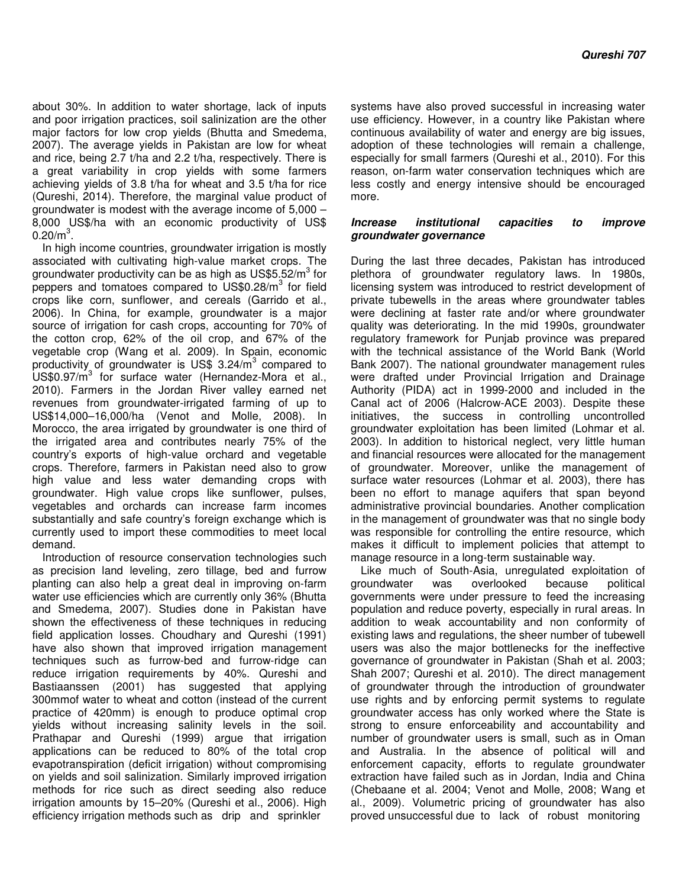about 30%. In addition to water shortage, lack of inputs and poor irrigation practices, soil salinization are the other major factors for low crop yields (Bhutta and Smedema, 2007). The average yields in Pakistan are low for wheat and rice, being 2.7 t/ha and 2.2 t/ha, respectively. There is a great variability in crop yields with some farmers achieving yields of 3.8 t/ha for wheat and 3.5 t/ha for rice (Qureshi, 2014). Therefore, the marginal value product of groundwater is modest with the average income of 5,000 – 8,000 US$/ha with an economic productivity of US$ 0.20/m$^3$.

In high income countries, groundwater irrigation is mostly associated with cultivating high-value market crops. The groundwater productivity can be as high as US$5.52/m$^3$ for peppers and tomatoes compared to US$0.28/m$^3$ for field crops like corn, sunflower, and cereals (Garrido et al., 2006). In China, for example, groundwater is a major source of irrigation for cash crops, accounting for 70% of the cotton crop, 62% of the oil crop, and 67% of the vegetable crop (Wang et al. 2009). In Spain, economic productivity of groundwater is US$ 3.24/m$^3$ compared to US$0.97/m$^3$ for surface water (Hernandez-Mora et al., 2010). Farmers in the Jordan River valley earned net revenues from groundwater-irrigated farming of up to US$14,000–16,000/ha (Venot and Molle, 2008). In Morocco, the area irrigated by groundwater is one third of the irrigated area and contributes nearly 75% of the country's exports of high-value orchard and vegetable crops. Therefore, farmers in Pakistan need also to grow high value and less water demanding crops with groundwater. High value crops like sunflower, pulses, vegetables and orchards can increase farm incomes substantially and safe country's foreign exchange which is currently used to import these commodities to meet local demand.

Introduction of resource conservation technologies such as precision land leveling, zero tillage, bed and furrow planting can also help a great deal in improving on-farm water use efficiencies which are currently only 36% (Bhutta and Smedema, 2007). Studies done in Pakistan have shown the effectiveness of these techniques in reducing field application losses. Choudhary and Qureshi (1991) have also shown that improved irrigation management techniques such as furrow-bed and furrow-ridge can reduce irrigation requirements by 40%. Qureshi and Bastiaanssen (2001) has suggested that applying 300mmof water to wheat and cotton (instead of the current practice of 420mm) is enough to produce optimal crop yields without increasing salinity levels in the soil. Prathapar and Qureshi (1999) argue that irrigation applications can be reduced to 80% of the total crop evapotranspiration (deficit irrigation) without compromising on yields and soil salinization. Similarly improved irrigation methods for rice such as direct seeding also reduce irrigation amounts by 15–20% (Qureshi et al., 2006). High efficiency irrigation methods such as drip and sprinkler systems have also proved successful in increasing water use efficiency. However, in a country like Pakistan where continuous availability of water and energy are big issues, adoption of these technologies will remain a challenge, especially for small farmers (Qureshi et al., 2010). For this reason, on-farm water conservation techniques which are less costly and energy intensive should be encouraged more.

### *Increase institutional capacities to improve groundwater governance*

During the last three decades, Pakistan has introduced plethora of groundwater regulatory laws. In 1980s, licensing system was introduced to restrict development of private tubewells in the areas where groundwater tables were declining at faster rate and/or where groundwater quality was deteriorating. In the mid 1990s, groundwater regulatory framework for Punjab province was prepared with the technical assistance of the World Bank (World Bank 2007). The national groundwater management rules were drafted under Provincial Irrigation and Drainage Authority (PIDA) act in 1999-2000 and included in the Canal act of 2006 (Halcrow-ACE 2003). Despite these initiatives, the success in controlling uncontrolled groundwater exploitation has been limited (Lohmar et al. 2003). In addition to historical neglect, very little human and financial resources were allocated for the management of groundwater. Moreover, unlike the management of surface water resources (Lohmar et al. 2003), there has been no effort to manage aquifers that span beyond administrative provincial boundaries. Another complication in the management of groundwater was that no single body was responsible for controlling the entire resource, which makes it difficult to implement policies that attempt to manage resource in a long-term sustainable way.

Like much of South-Asia, unregulated exploitation of groundwater was overlooked because political governments were under pressure to feed the increasing population and reduce poverty, especially in rural areas. In addition to weak accountability and non conformity of existing laws and regulations, the sheer number of tubewell users was also the major bottlenecks for the ineffective governance of groundwater in Pakistan (Shah et al. 2003; Shah 2007; Qureshi et al. 2010). The direct management of groundwater through the introduction of groundwater use rights and by enforcing permit systems to regulate groundwater access has only worked where the State is strong to ensure enforceability and accountability and number of groundwater users is small, such as in Oman and Australia. In the absence of political will and enforcement capacity, efforts to regulate groundwater extraction have failed such as in Jordan, India and China (Chebaane et al. 2004; Venot and Molle, 2008; Wang et al., 2009). Volumetric pricing of groundwater has also proved unsuccessful due to lack of robust monitoring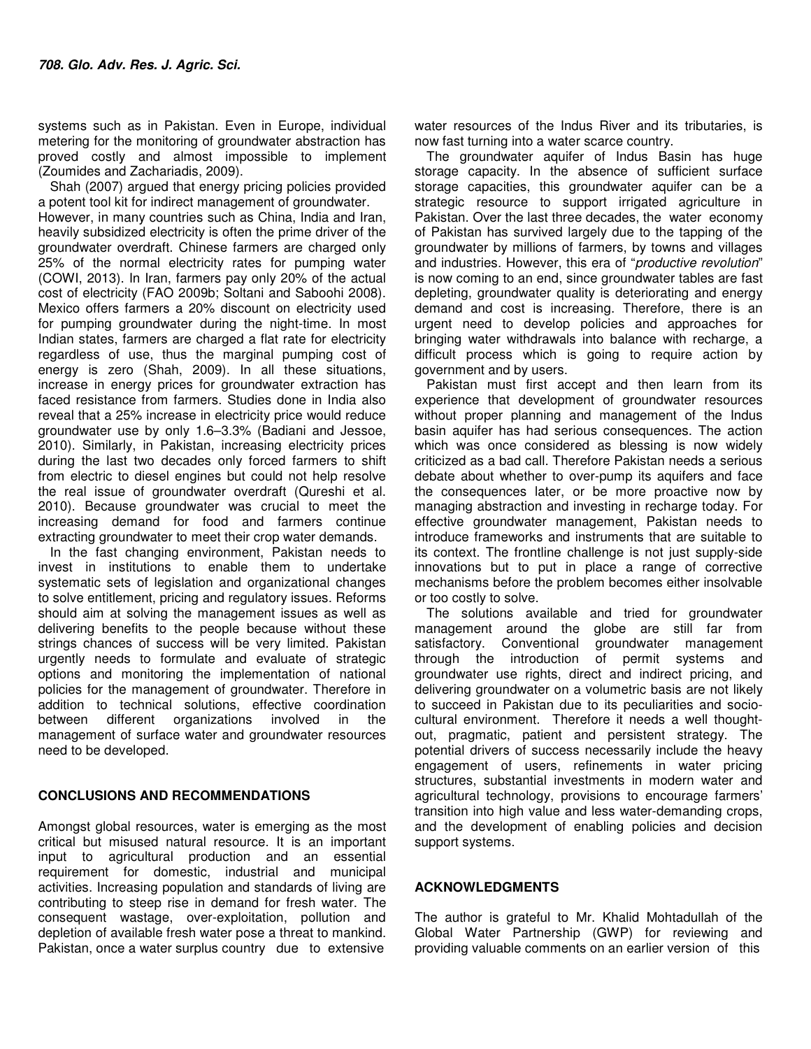systems such as in Pakistan. Even in Europe, individual metering for the monitoring of groundwater abstraction has proved costly and almost impossible to implement (Zoumides and Zachariadis, 2009).

Shah (2007) argued that energy pricing policies provided a potent tool kit for indirect management of groundwater. However, in many countries such as China, India and Iran, heavily subsidized electricity is often the prime driver of the groundwater overdraft. Chinese farmers are charged only 25% of the normal electricity rates for pumping water (COWI, 2013). In Iran, farmers pay only 20% of the actual cost of electricity (FAO 2009b; Soltani and Saboohi 2008). Mexico offers farmers a 20% discount on electricity used for pumping groundwater during the night-time. In most Indian states, farmers are charged a flat rate for electricity regardless of use, thus the marginal pumping cost of energy is zero (Shah, 2009). In all these situations, increase in energy prices for groundwater extraction has faced resistance from farmers. Studies done in India also reveal that a 25% increase in electricity price would reduce groundwater use by only 1.6–3.3% (Badiani and Jessoe, 2010). Similarly, in Pakistan, increasing electricity prices during the last two decades only forced farmers to shift from electric to diesel engines but could not help resolve the real issue of groundwater overdraft (Qureshi et al. 2010). Because groundwater was crucial to meet the increasing demand for food and farmers continue extracting groundwater to meet their crop water demands.

In the fast changing environment, Pakistan needs to invest in institutions to enable them to undertake systematic sets of legislation and organizational changes to solve entitlement, pricing and regulatory issues. Reforms should aim at solving the management issues as well as delivering benefits to the people because without these strings chances of success will be very limited. Pakistan urgently needs to formulate and evaluate of strategic options and monitoring the implementation of national policies for the management of groundwater. Therefore in addition to technical solutions, effective coordination between different organizations involved in the management of surface water and groundwater resources need to be developed.

## CONCLUSIONS AND RECOMMENDATIONS

Amongst global resources, water is emerging as the most critical but misused natural resource. It is an important input to agricultural production and an essential requirement for domestic, industrial and municipal activities. Increasing population and standards of living are contributing to steep rise in demand for fresh water. The consequent wastage, over-exploitation, pollution and depletion of available fresh water pose a threat to mankind. Pakistan, once a water surplus country due to extensive water resources of the Indus River and its tributaries, is now fast turning into a water scarce country.

The groundwater aquifer of Indus Basin has huge storage capacity. In the absence of sufficient surface storage capacities, this groundwater aquifer can be a strategic resource to support irrigated agriculture in Pakistan. Over the last three decades, the water economy of Pakistan has survived largely due to the tapping of the groundwater by millions of farmers, by towns and villages and industries. However, this era of "*productive revolution*" is now coming to an end, since groundwater tables are fast depleting, groundwater quality is deteriorating and energy demand and cost is increasing. Therefore, there is an urgent need to develop policies and approaches for bringing water withdrawals into balance with recharge, a difficult process which is going to require action by government and by users.

Pakistan must first accept and then learn from its experience that development of groundwater resources without proper planning and management of the Indus basin aquifer has had serious consequences. The action which was once considered as blessing is now widely criticized as a bad call. Therefore Pakistan needs a serious debate about whether to over-pump its aquifers and face the consequences later, or be more proactive now by managing abstraction and investing in recharge today. For effective groundwater management, Pakistan needs to introduce frameworks and instruments that are suitable to its context. The frontline challenge is not just supply-side innovations but to put in place a range of corrective mechanisms before the problem becomes either insolvable or too costly to solve.

The solutions available and tried for groundwater management around the globe are still far from satisfactory. Conventional groundwater management through the introduction of permit systems and groundwater use rights, direct and indirect pricing, and delivering groundwater on a volumetric basis are not likely to succeed in Pakistan due to its peculiarities and socio-cultural environment. Therefore it needs a well thought-out, pragmatic, patient and persistent strategy. The potential drivers of success necessarily include the heavy engagement of users, refinements in water pricing structures, substantial investments in modern water and agricultural technology, provisions to encourage farmers' transition into high value and less water-demanding crops, and the development of enabling policies and decision support systems.

## ACKNOWLEDGMENTS

The author is grateful to Mr. Khalid Mohtadullah of the Global Water Partnership (GWP) for reviewing and providing valuable comments on an earlier version of this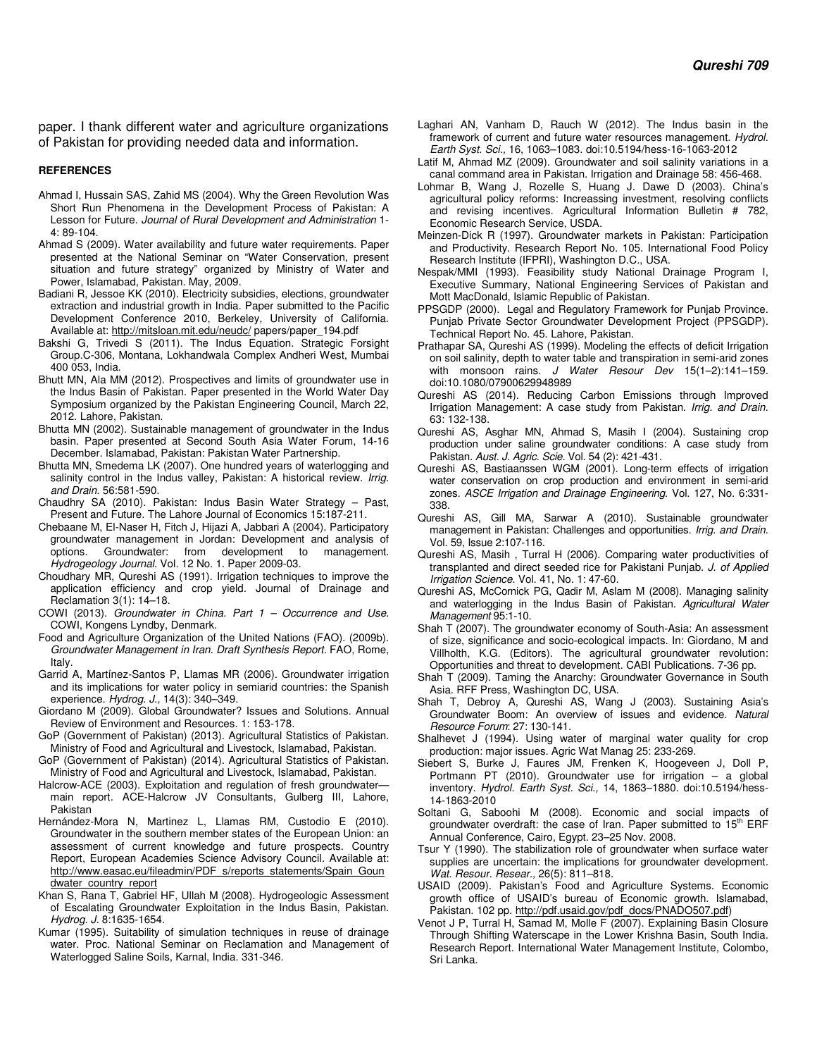paper. I thank different water and agriculture organizations of Pakistan for providing needed data and information.

## REFERENCES

Ahmad I, Hussain SAS, Zahid MS (2004). Why the Green Revolution Was Short Run Phenomena in the Development Process of Pakistan: A Lesson for Future. *Journal of Rural Development and Administration* 1-4: 89-104.

Ahmad S (2009). Water availability and future water requirements. Paper presented at the National Seminar on "Water Conservation, present situation and future strategy" organized by Ministry of Water and Power, Islamabad, Pakistan. May, 2009.

Badiani R, Jessoe KK (2010). Electricity subsidies, elections, groundwater extraction and industrial growth in India. Paper submitted to the Pacific Development Conference 2010, Berkeley, University of California. Available at: http://mitsloan.mit.edu/neudc/ papers/paper_194.pdf

Bakshi G, Trivedi S (2011). The Indus Equation. Strategic Forsight Group.C-306, Montana, Lokhandwala Complex Andheri West, Mumbai 400 053, India.

Bhutt MN, Ala MM (2012). Prospectives and limits of groundwater use in the Indus Basin of Pakistan. Paper presented in the World Water Day Symposium organized by the Pakistan Engineering Council, March 22, 2012. Lahore, Pakistan.

Bhutta MN (2002). Sustainable management of groundwater in the Indus basin. Paper presented at Second South Asia Water Forum, 14-16 December. Islamabad, Pakistan: Pakistan Water Partnership.

Bhutta MN, Smedema LK (2007). One hundred years of waterlogging and salinity control in the Indus valley, Pakistan: A historical review. *Irrig. and Drain.* 56:581-590.

Chaudhry SA (2010). Pakistan: Indus Basin Water Strategy – Past, Present and Future. The Lahore Journal of Economics 15:187-211.

Chebaane M, El-Naser H, Fitch J, Hijazi A, Jabbari A (2004). Participatory groundwater management in Jordan: Development and analysis of options. Groundwater: from development to management. *Hydrogeology Journal*. Vol. 12 No. 1. Paper 2009-03.

Choudhary MR, Qureshi AS (1991). Irrigation techniques to improve the application efficiency and crop yield. Journal of Drainage and Reclamation 3(1): 14–18.

COWI (2013). *Groundwater in China. Part 1 – Occurrence and Use*. COWI, Kongens Lyndby, Denmark.

Food and Agriculture Organization of the United Nations (FAO). (2009b). *Groundwater Management in Iran. Draft Synthesis Report*. FAO, Rome, Italy.

Garrid A, Martínez-Santos P, Llamas MR (2006). Groundwater irrigation and its implications for water policy in semiarid countries: the Spanish experience. *Hydrog. J.,* 14(3): 340–349.

Giordano M (2009). Global Groundwater? Issues and Solutions. Annual Review of Environment and Resources. 1: 153-178.

GoP (Government of Pakistan) (2013). Agricultural Statistics of Pakistan. Ministry of Food and Agricultural and Livestock, Islamabad, Pakistan.

GoP (Government of Pakistan) (2014). Agricultural Statistics of Pakistan. Ministry of Food and Agricultural and Livestock, Islamabad, Pakistan.

Halcrow-ACE (2003). Exploitation and regulation of fresh groundwater—main report. ACE-Halcrow JV Consultants, Gulberg III, Lahore, Pakistan

Hernández-Mora N, Martinez L, Llamas RM, Custodio E (2010). Groundwater in the southern member states of the European Union: an assessment of current knowledge and future prospects. Country Report, European Academies Science Advisory Council. Available at: http://www.easac.eu/fileadmin/PDF_s/reports_statements/Spain_Goundwater_country_report

Khan S, Rana T, Gabriel HF, Ullah M (2008). Hydrogeologic Assessment of Escalating Groundwater Exploitation in the Indus Basin, Pakistan. *Hydrog. J.* 8:1635-1654.

Kumar (1995). Suitability of simulation techniques in reuse of drainage water. Proc. National Seminar on Reclamation and Management of Waterlogged Saline Soils, Karnal, India. 331-346.

Laghari AN, Vanham D, Rauch W (2012). The Indus basin in the framework of current and future water resources management. *Hydrol. Earth Syst. Sci.,* 16, 1063–1083. doi:10.5194/hess-16-1063-2012

Latif M, Ahmad MZ (2009). Groundwater and soil salinity variations in a canal command area in Pakistan. Irrigation and Drainage 58: 456-468.

Lohmar B, Wang J, Rozelle S, Huang J. Dawe D (2003). China's agricultural policy reforms: Increassing investment, resolving conflicts and revising incentives. Agricultural Information Bulletin # 782, Economic Research Service, USDA.

Meinzen-Dick R (1997). Groundwater markets in Pakistan: Participation and Productivity. Research Report No. 105. International Food Policy Research Institute (IFPRI), Washington D.C., USA.

Nespak/MMI (1993). Feasibility study National Drainage Program I, Executive Summary, National Engineering Services of Pakistan and Mott MacDonald, Islamic Republic of Pakistan.

PPSGDP (2000). Legal and Regulatory Framework for Punjab Province. Punjab Private Sector Groundwater Development Project (PPSGDP). Technical Report No. 45. Lahore, Pakistan.

Prathapar SA, Qureshi AS (1999). Modeling the effects of deficit Irrigation on soil salinity, depth to water table and transpiration in semi-arid zones with monsoon rains. *J Water Resour Dev* 15(1–2):141–159. doi:10.1080/07900629948989

Qureshi AS (2014). Reducing Carbon Emissions through Improved Irrigation Management: A case study from Pakistan. *Irrig. and Drain.* 63: 132-138.

Qureshi AS, Asghar MN, Ahmad S, Masih I (2004). Sustaining crop production under saline groundwater conditions: A case study from Pakistan. *Aust. J. Agric. Scie.* Vol. 54 (2): 421-431.

Qureshi AS, Bastiaanssen WGM (2001). Long-term effects of irrigation water conservation on crop production and environment in semi-arid zones. *ASCE Irrigation and Drainage Engineering*. Vol. 127, No. 6:331-338.

Qureshi AS, Gill MA, Sarwar A (2010). Sustainable groundwater management in Pakistan: Challenges and opportunities. *Irrig. and Drain.* Vol. 59, Issue 2:107-116.

Qureshi AS, Masih , Turral H (2006). Comparing water productivities of transplanted and direct seeded rice for Pakistani Punjab. *J. of Applied Irrigation Science.* Vol. 41, No. 1: 47-60.

Qureshi AS, McCornick PG, Qadir M, Aslam M (2008). Managing salinity and waterlogging in the Indus Basin of Pakistan. *Agricultural Water Management* 95:1-10.

Shah T (2007). The groundwater economy of South-Asia: An assessment of size, significance and socio-ecological impacts. In: Giordano, M and Villholth, K.G. (Editors). The agricultural groundwater revolution: Opportunities and threat to development. CABI Publications. 7-36 pp.

Shah T (2009). Taming the Anarchy: Groundwater Governance in South Asia. RFF Press, Washington DC, USA.

Shah T, Debroy A, Qureshi AS, Wang J (2003). Sustaining Asia's Groundwater Boom: An overview of issues and evidence. *Natural Resource Forum*: 27: 130-141.

Shalhevet J (1994). Using water of marginal water quality for crop production: major issues. Agric Wat Manag 25: 233-269.

Siebert S, Burke J, Faures JM, Frenken K, Hoogeveen J, Doll P, Portmann FT (2010). Groundwater use for irrigation – a global inventory. *Hydrol. Earth Syst. Sci.,* 14, 1863–1880. doi:10.5194/hess-14-1863-2010

Soltani G, Saboohi M (2008). Economic and social impacts of groundwater overdraft: the case of Iran. Paper submitted to 15th ERF Annual Conference, Cairo, Egypt. 23–25 Nov. 2008.

Tsur Y (1990). The stabilization role of groundwater when surface water supplies are uncertain: the implications for groundwater development. *Wat. Resour. Resear.,* 26(5): 811–818.

USAID (2009). Pakistan's Food and Agriculture Systems. Economic growth office of USAID's bureau of Economic growth. Islamabad, Pakistan. 102 pp. http://pdf.usaid.gov/pdf_docs/PNADO507.pdf)

Venot J P, Turral H, Samad M, Molle F (2007). Explaining Basin Closure Through Shifting Waterscape in the Lower Krishna Basin, South India. Research Report. International Water Management Institute, Colombo, Sri Lanka.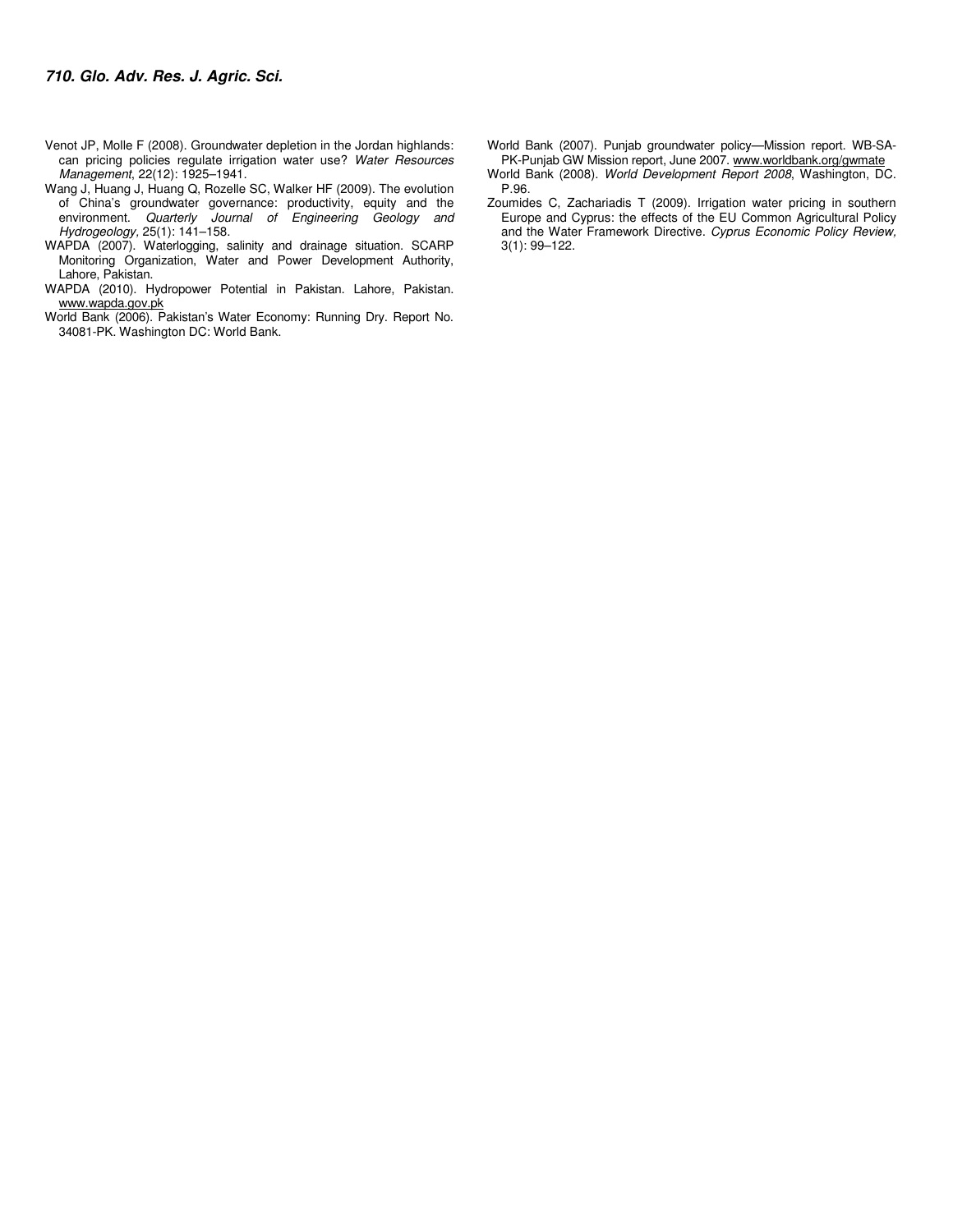Venot JP, Molle F (2008). Groundwater depletion in the Jordan highlands: can pricing policies regulate irrigation water use? *Water Resources Management*, 22(12): 1925–1941.

Wang J, Huang J, Huang Q, Rozelle SC, Walker HF (2009). The evolution of China's groundwater governance: productivity, equity and the environment. *Quarterly Journal of Engineering Geology and Hydrogeology*, 25(1): 141–158.

WAPDA (2007). Waterlogging, salinity and drainage situation. SCARP Monitoring Organization, Water and Power Development Authority, Lahore, Pakistan.

WAPDA (2010). Hydropower Potential in Pakistan. Lahore, Pakistan. www.wapda.gov.pk

World Bank (2006). Pakistan's Water Economy: Running Dry. Report No. 34081-PK. Washington DC: World Bank.

World Bank (2007). Punjab groundwater policy—Mission report. WB-SA-PK-Punjab GW Mission report, June 2007. www.worldbank.org/gwmate

World Bank (2008). *World Development Report 2008*, Washington, DC. P.96.

Zoumides C, Zachariadis T (2009). Irrigation water pricing in southern Europe and Cyprus: the effects of the EU Common Agricultural Policy and the Water Framework Directive. *Cyprus Economic Policy Review*, 3(1): 99–122.